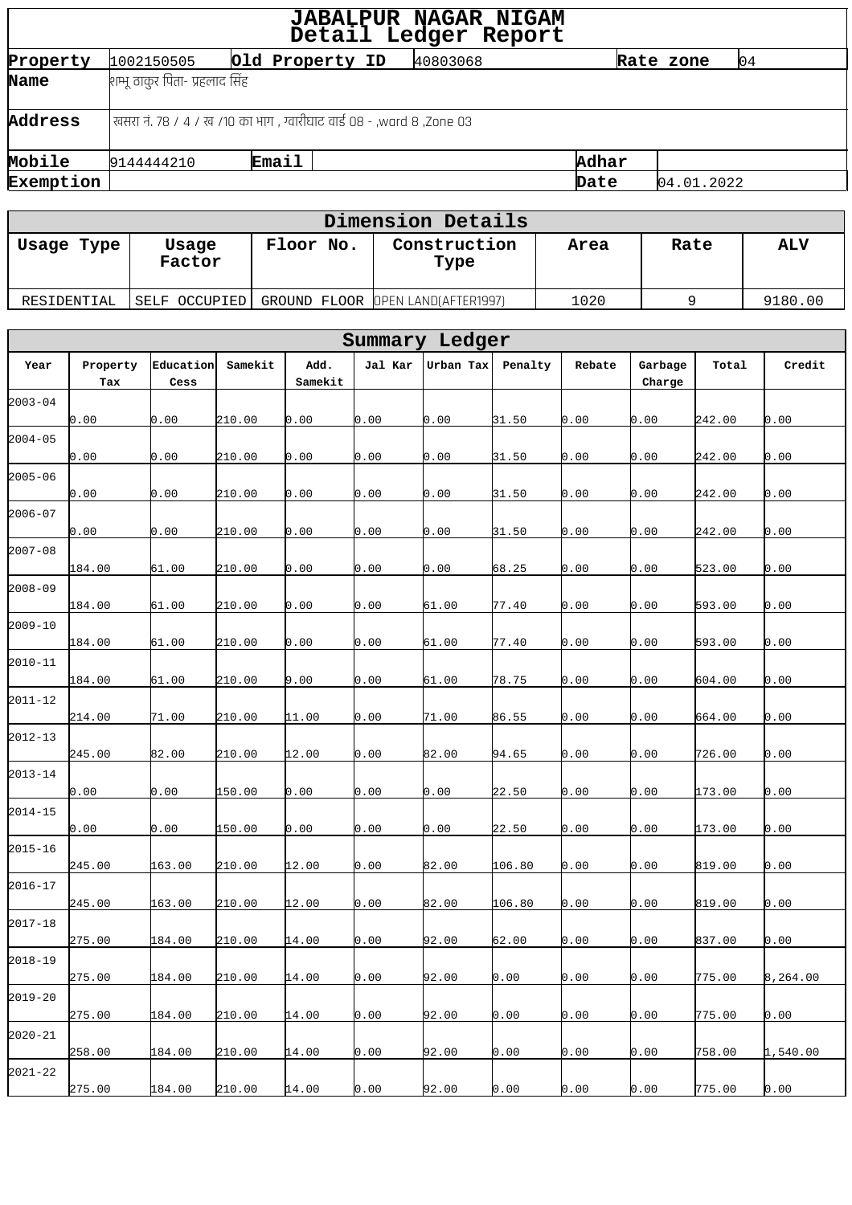# JABALPUR NAGAR NIGAM
## Detail Ledger Report

| Property | 1002150505 | Old Property ID | 40803068 | Rate zone | 04 |
|---|---|---|---|---|---|
| Name | शम्भू ठाकुर पिता- प्रहलाद सिंह | | | | |
| Address | खसरा नं. 78 / 4 / ख /10 का भाग , ग्वारीघाट वार्ड 08 - ,ward 8 ,Zone 03 | | | | |
| Mobile | 9144444210 | Email | | Adhar | |
| Exemption | | | | Date | 04.01.2022 |

## Dimension Details

| Usage Type | Usage Factor | Floor No. | Construction Type | Area | Rate | ALV |
|---|---|---|---|---|---|---|
| RESIDENTIAL | SELF OCCUPIED | GROUND FLOOR | OPEN LAND(AFTER1997) | 1020 | 9 | 9180.00 |

## Summary Ledger

| Year | Property Tax | Education Cess | Samekit | Add. Samekit | Jal Kar | Urban Tax | Penalty | Rebate | Garbage Charge | Total | Credit |
|---|---|---|---|---|---|---|---|---|---|---|---|
| 2003-04 | 0.00 | 0.00 | 210.00 | 0.00 | 0.00 | 0.00 | 31.50 | 0.00 | 0.00 | 242.00 | 0.00 |
| 2004-05 | 0.00 | 0.00 | 210.00 | 0.00 | 0.00 | 0.00 | 31.50 | 0.00 | 0.00 | 242.00 | 0.00 |
| 2005-06 | 0.00 | 0.00 | 210.00 | 0.00 | 0.00 | 0.00 | 31.50 | 0.00 | 0.00 | 242.00 | 0.00 |
| 2006-07 | 0.00 | 0.00 | 210.00 | 0.00 | 0.00 | 0.00 | 31.50 | 0.00 | 0.00 | 242.00 | 0.00 |
| 2007-08 | 184.00 | 61.00 | 210.00 | 0.00 | 0.00 | 0.00 | 68.25 | 0.00 | 0.00 | 523.00 | 0.00 |
| 2008-09 | 184.00 | 61.00 | 210.00 | 0.00 | 0.00 | 61.00 | 77.40 | 0.00 | 0.00 | 593.00 | 0.00 |
| 2009-10 | 184.00 | 61.00 | 210.00 | 0.00 | 0.00 | 61.00 | 77.40 | 0.00 | 0.00 | 593.00 | 0.00 |
| 2010-11 | 184.00 | 61.00 | 210.00 | 9.00 | 0.00 | 61.00 | 78.75 | 0.00 | 0.00 | 604.00 | 0.00 |
| 2011-12 | 214.00 | 71.00 | 210.00 | 11.00 | 0.00 | 71.00 | 86.55 | 0.00 | 0.00 | 664.00 | 0.00 |
| 2012-13 | 245.00 | 82.00 | 210.00 | 12.00 | 0.00 | 82.00 | 94.65 | 0.00 | 0.00 | 726.00 | 0.00 |
| 2013-14 | 0.00 | 0.00 | 150.00 | 0.00 | 0.00 | 0.00 | 22.50 | 0.00 | 0.00 | 173.00 | 0.00 |
| 2014-15 | 0.00 | 0.00 | 150.00 | 0.00 | 0.00 | 0.00 | 22.50 | 0.00 | 0.00 | 173.00 | 0.00 |
| 2015-16 | 245.00 | 163.00 | 210.00 | 12.00 | 0.00 | 82.00 | 106.80 | 0.00 | 0.00 | 819.00 | 0.00 |
| 2016-17 | 245.00 | 163.00 | 210.00 | 12.00 | 0.00 | 82.00 | 106.80 | 0.00 | 0.00 | 819.00 | 0.00 |
| 2017-18 | 275.00 | 184.00 | 210.00 | 14.00 | 0.00 | 92.00 | 62.00 | 0.00 | 0.00 | 837.00 | 0.00 |
| 2018-19 | 275.00 | 184.00 | 210.00 | 14.00 | 0.00 | 92.00 | 0.00 | 0.00 | 0.00 | 775.00 | 8,264.00 |
| 2019-20 | 275.00 | 184.00 | 210.00 | 14.00 | 0.00 | 92.00 | 0.00 | 0.00 | 0.00 | 775.00 | 0.00 |
| 2020-21 | 258.00 | 184.00 | 210.00 | 14.00 | 0.00 | 92.00 | 0.00 | 0.00 | 0.00 | 758.00 | 1,540.00 |
| 2021-22 | 275.00 | 184.00 | 210.00 | 14.00 | 0.00 | 92.00 | 0.00 | 0.00 | 0.00 | 775.00 | 0.00 |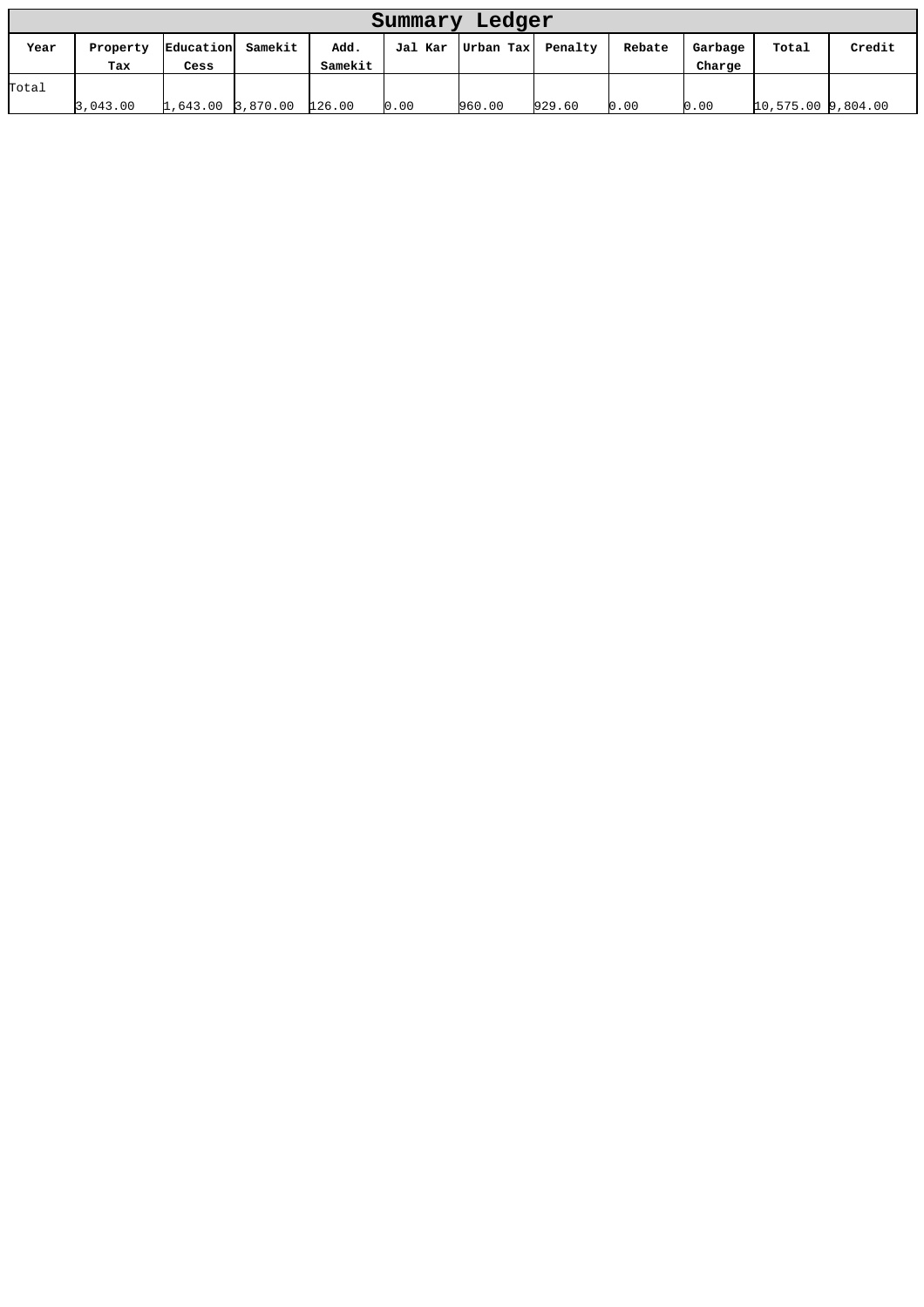# Summary Ledger

| Year | Property Tax | Education Cess | Samekit | Add. Samekit | Jal Kar | Urban Tax | Penalty | Rebate | Garbage Charge | Total | Credit |
|---|---|---|---|---|---|---|---|---|---|---|---|
| Total | 3,043.00 | 1,643.00 | 3,870.00 | 126.00 | 0.00 | 960.00 | 929.60 | 0.00 | 0.00 | 10,575.00 | 9,804.00 |